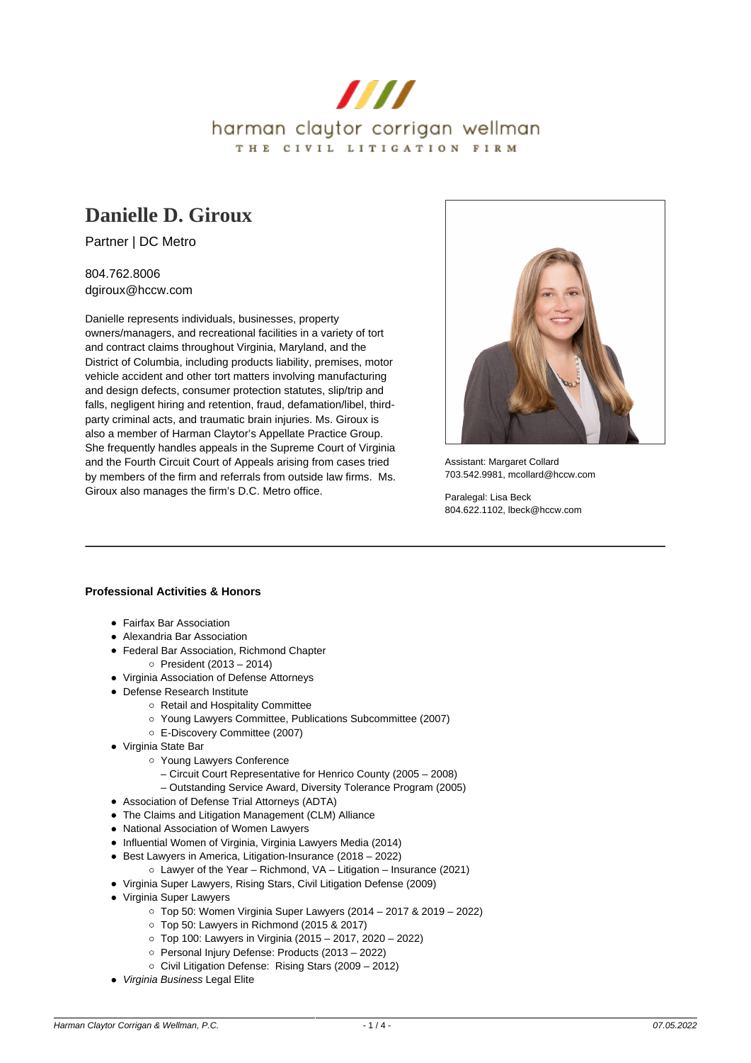harman claytor corrigan wellman

THE CIVIL LITIGATION FIRM

# Danielle D. Giroux

Partner | DC Metro

804.762.8006
dgiroux@hccw.com

Danielle represents individuals, businesses, property owners/managers, and recreational facilities in a variety of tort and contract claims throughout Virginia, Maryland, and the District of Columbia, including products liability, premises, motor vehicle accident and other tort matters involving manufacturing and design defects, consumer protection statutes, slip/trip and falls, negligent hiring and retention, fraud, defamation/libel, third-party criminal acts, and traumatic brain injuries. Ms. Giroux is also a member of Harman Claytor's Appellate Practice Group. She frequently handles appeals in the Supreme Court of Virginia and the Fourth Circuit Court of Appeals arising from cases tried by members of the firm and referrals from outside law firms. Ms. Giroux also manages the firm's D.C. Metro office.

Assistant: Margaret Collard
703.542.9981, mcollard@hccw.com

Paralegal: Lisa Beck
804.622.1102, lbeck@hccw.com

---

**Professional Activities & Honors**

- Fairfax Bar Association
- Alexandria Bar Association
- Federal Bar Association, Richmond Chapter
  - President (2013 – 2014)
- Virginia Association of Defense Attorneys
- Defense Research Institute
  - Retail and Hospitality Committee
  - Young Lawyers Committee, Publications Subcommittee (2007)
  - E-Discovery Committee (2007)
- Virginia State Bar
  - Young Lawyers Conference
    – Circuit Court Representative for Henrico County (2005 – 2008)
    – Outstanding Service Award, Diversity Tolerance Program (2005)
- Association of Defense Trial Attorneys (ADTA)
- The Claims and Litigation Management (CLM) Alliance
- National Association of Women Lawyers
- Influential Women of Virginia, Virginia Lawyers Media (2014)
- Best Lawyers in America, Litigation-Insurance (2018 – 2022)
  - Lawyer of the Year – Richmond, VA – Litigation – Insurance (2021)
- Virginia Super Lawyers, Rising Stars, Civil Litigation Defense (2009)
- Virginia Super Lawyers
  - Top 50: Women Virginia Super Lawyers (2014 – 2017 & 2019 – 2022)
  - Top 50: Lawyers in Richmond (2015 & 2017)
  - Top 100: Lawyers in Virginia (2015 – 2017, 2020 – 2022)
  - Personal Injury Defense: Products (2013 – 2022)
  - Civil Litigation Defense: Rising Stars (2009 – 2012)
- *Virginia Business* Legal Elite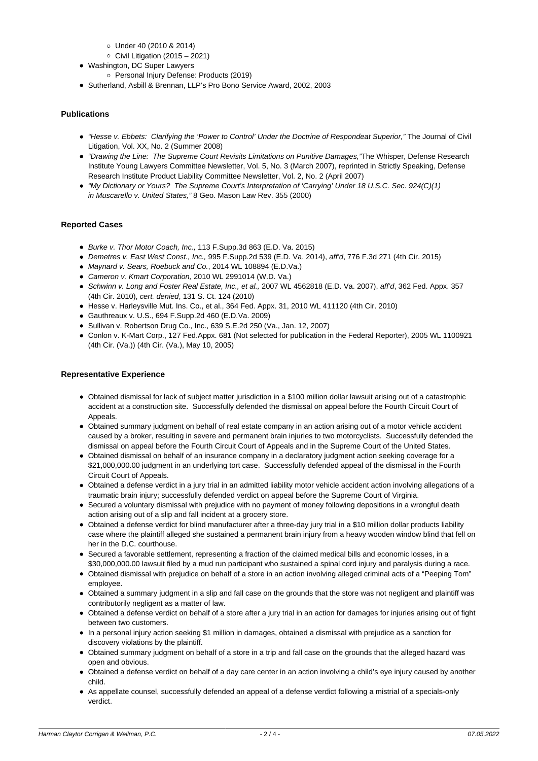- Under 40 (2010 & 2014)
    - Civil Litigation (2015 – 2021)
- Washington, DC Super Lawyers
    - Personal Injury Defense: Products (2019)
- Sutherland, Asbill & Brennan, LLP's Pro Bono Service Award, 2002, 2003

### Publications

- *"Hesse v. Ebbets: Clarifying the 'Power to Control' Under the Doctrine of Respondeat Superior,"* The Journal of Civil Litigation, Vol. XX, No. 2 (Summer 2008)
- *"Drawing the Line: The Supreme Court Revisits Limitations on Punitive Damages,"*The Whisper, Defense Research Institute Young Lawyers Committee Newsletter, Vol. 5, No. 3 (March 2007), reprinted in Strictly Speaking, Defense Research Institute Product Liability Committee Newsletter, Vol. 2, No. 2 (April 2007)
- *"My Dictionary or Yours? The Supreme Court's Interpretation of 'Carrying' Under 18 U.S.C. Sec. 924(C)(1) in Muscarello v. United States,"* 8 Geo. Mason Law Rev. 355 (2000)

### Reported Cases

- *Burke v. Thor Motor Coach, Inc.,* 113 F.Supp.3d 863 (E.D. Va. 2015)
- *Demetres v. East West Const., Inc.,* 995 F.Supp.2d 539 (E.D. Va. 2014), *aff'd*, 776 F.3d 271 (4th Cir. 2015)
- *Maynard v. Sears, Roebuck and Co.*, 2014 WL 108894 (E.D.Va.)
- *Cameron v. Kmart Corporation,* 2010 WL 2991014 (W.D. Va.)
- *Schwinn v. Long and Foster Real Estate, Inc., et al.,* 2007 WL 4562818 (E.D. Va. 2007), *aff'd*, 362 Fed. Appx. 357 (4th Cir. 2010), *cert. denied*, 131 S. Ct. 124 (2010)
- Hesse v. Harleysville Mut. Ins. Co., et al., 364 Fed. Appx. 31, 2010 WL 411120 (4th Cir. 2010)
- Gauthreaux v. U.S., 694 F.Supp.2d 460 (E.D.Va. 2009)
- Sullivan v. Robertson Drug Co., Inc., 639 S.E.2d 250 (Va., Jan. 12, 2007)
- Conlon v. K-Mart Corp., 127 Fed.Appx. 681 (Not selected for publication in the Federal Reporter), 2005 WL 1100921 (4th Cir. (Va.)) (4th Cir. (Va.), May 10, 2005)

### Representative Experience

- Obtained dismissal for lack of subject matter jurisdiction in a $100 million dollar lawsuit arising out of a catastrophic accident at a construction site. Successfully defended the dismissal on appeal before the Fourth Circuit Court of Appeals.
- Obtained summary judgment on behalf of real estate company in an action arising out of a motor vehicle accident caused by a broker, resulting in severe and permanent brain injuries to two motorcyclists. Successfully defended the dismissal on appeal before the Fourth Circuit Court of Appeals and in the Supreme Court of the United States.
- Obtained dismissal on behalf of an insurance company in a declaratory judgment action seeking coverage for a $21,000,000.00 judgment in an underlying tort case. Successfully defended appeal of the dismissal in the Fourth Circuit Court of Appeals.
- Obtained a defense verdict in a jury trial in an admitted liability motor vehicle accident action involving allegations of a traumatic brain injury; successfully defended verdict on appeal before the Supreme Court of Virginia.
- Secured a voluntary dismissal with prejudice with no payment of money following depositions in a wrongful death action arising out of a slip and fall incident at a grocery store.
- Obtained a defense verdict for blind manufacturer after a three-day jury trial in a $10 million dollar products liability case where the plaintiff alleged she sustained a permanent brain injury from a heavy wooden window blind that fell on her in the D.C. courthouse.
- Secured a favorable settlement, representing a fraction of the claimed medical bills and economic losses, in a $30,000,000.00 lawsuit filed by a mud run participant who sustained a spinal cord injury and paralysis during a race.
- Obtained dismissal with prejudice on behalf of a store in an action involving alleged criminal acts of a "Peeping Tom" employee.
- Obtained a summary judgment in a slip and fall case on the grounds that the store was not negligent and plaintiff was contributorily negligent as a matter of law.
- Obtained a defense verdict on behalf of a store after a jury trial in an action for damages for injuries arising out of fight between two customers.
- In a personal injury action seeking $1 million in damages, obtained a dismissal with prejudice as a sanction for discovery violations by the plaintiff.
- Obtained summary judgment on behalf of a store in a trip and fall case on the grounds that the alleged hazard was open and obvious.
- Obtained a defense verdict on behalf of a day care center in an action involving a child's eye injury caused by another child.
- As appellate counsel, successfully defended an appeal of a defense verdict following a mistrial of a specials-only verdict.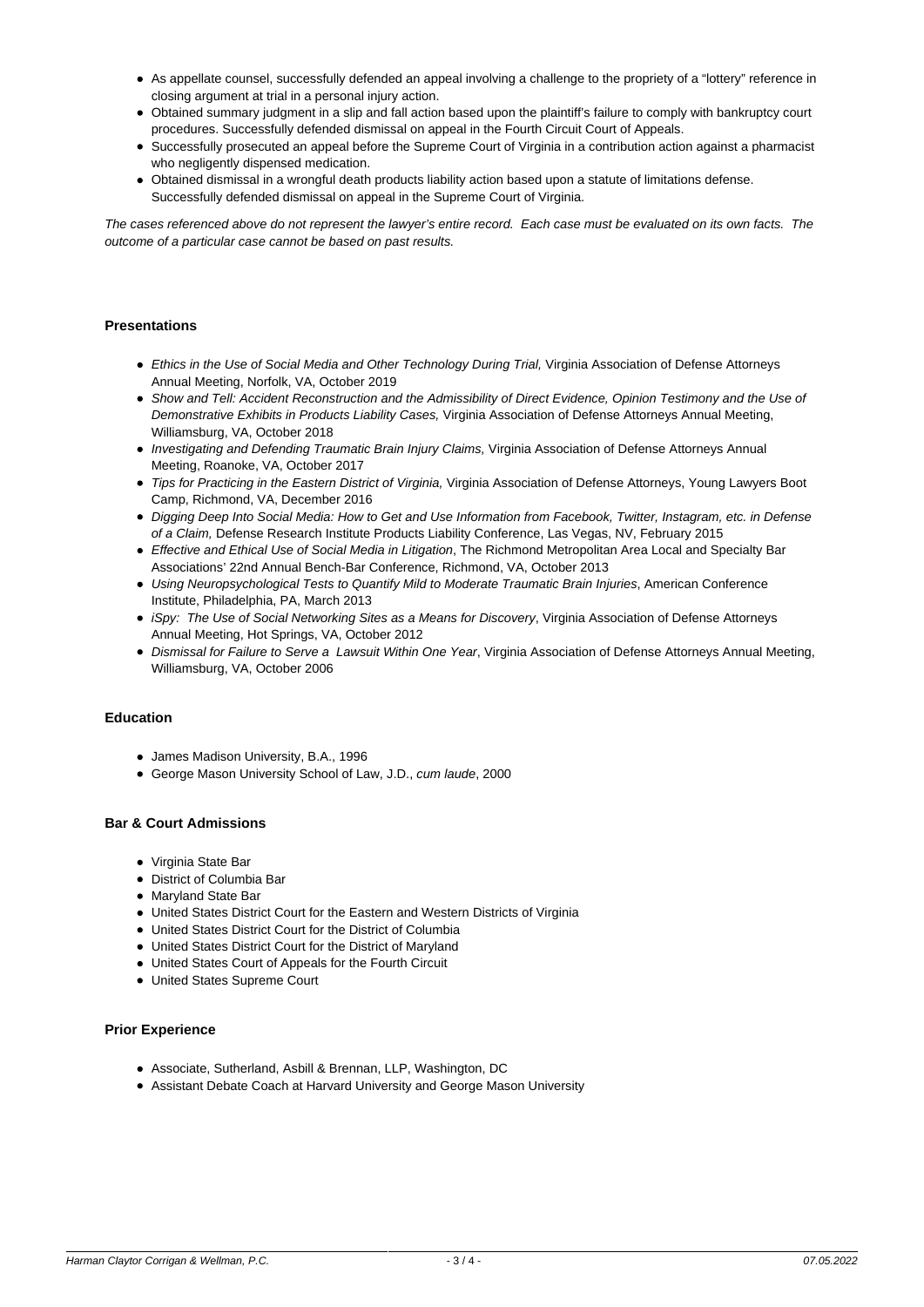- As appellate counsel, successfully defended an appeal involving a challenge to the propriety of a "lottery" reference in closing argument at trial in a personal injury action.
- Obtained summary judgment in a slip and fall action based upon the plaintiff's failure to comply with bankruptcy court procedures. Successfully defended dismissal on appeal in the Fourth Circuit Court of Appeals.
- Successfully prosecuted an appeal before the Supreme Court of Virginia in a contribution action against a pharmacist who negligently dispensed medication.
- Obtained dismissal in a wrongful death products liability action based upon a statute of limitations defense. Successfully defended dismissal on appeal in the Supreme Court of Virginia.

*The cases referenced above do not represent the lawyer's entire record. Each case must be evaluated on its own facts. The outcome of a particular case cannot be based on past results.*

#### Presentations

- *Ethics in the Use of Social Media and Other Technology During Trial,* Virginia Association of Defense Attorneys Annual Meeting, Norfolk, VA, October 2019
- *Show and Tell: Accident Reconstruction and the Admissibility of Direct Evidence, Opinion Testimony and the Use of Demonstrative Exhibits in Products Liability Cases,* Virginia Association of Defense Attorneys Annual Meeting, Williamsburg, VA, October 2018
- *Investigating and Defending Traumatic Brain Injury Claims,* Virginia Association of Defense Attorneys Annual Meeting, Roanoke, VA, October 2017
- *Tips for Practicing in the Eastern District of Virginia,* Virginia Association of Defense Attorneys, Young Lawyers Boot Camp, Richmond, VA, December 2016
- *Digging Deep Into Social Media: How to Get and Use Information from Facebook, Twitter, Instagram, etc. in Defense of a Claim,* Defense Research Institute Products Liability Conference, Las Vegas, NV, February 2015
- *Effective and Ethical Use of Social Media in Litigation*, The Richmond Metropolitan Area Local and Specialty Bar Associations' 22nd Annual Bench-Bar Conference, Richmond, VA, October 2013
- *Using Neuropsychological Tests to Quantify Mild to Moderate Traumatic Brain Injuries*, American Conference Institute, Philadelphia, PA, March 2013
- *iSpy: The Use of Social Networking Sites as a Means for Discovery*, Virginia Association of Defense Attorneys Annual Meeting, Hot Springs, VA, October 2012
- *Dismissal for Failure to Serve a Lawsuit Within One Year*, Virginia Association of Defense Attorneys Annual Meeting, Williamsburg, VA, October 2006

#### Education

- James Madison University, B.A., 1996
- George Mason University School of Law, J.D., *cum laude*, 2000

#### Bar & Court Admissions

- Virginia State Bar
- District of Columbia Bar
- Maryland State Bar
- United States District Court for the Eastern and Western Districts of Virginia
- United States District Court for the District of Columbia
- United States District Court for the District of Maryland
- United States Court of Appeals for the Fourth Circuit
- United States Supreme Court

#### Prior Experience

- Associate, Sutherland, Asbill & Brennan, LLP, Washington, DC
- Assistant Debate Coach at Harvard University and George Mason University